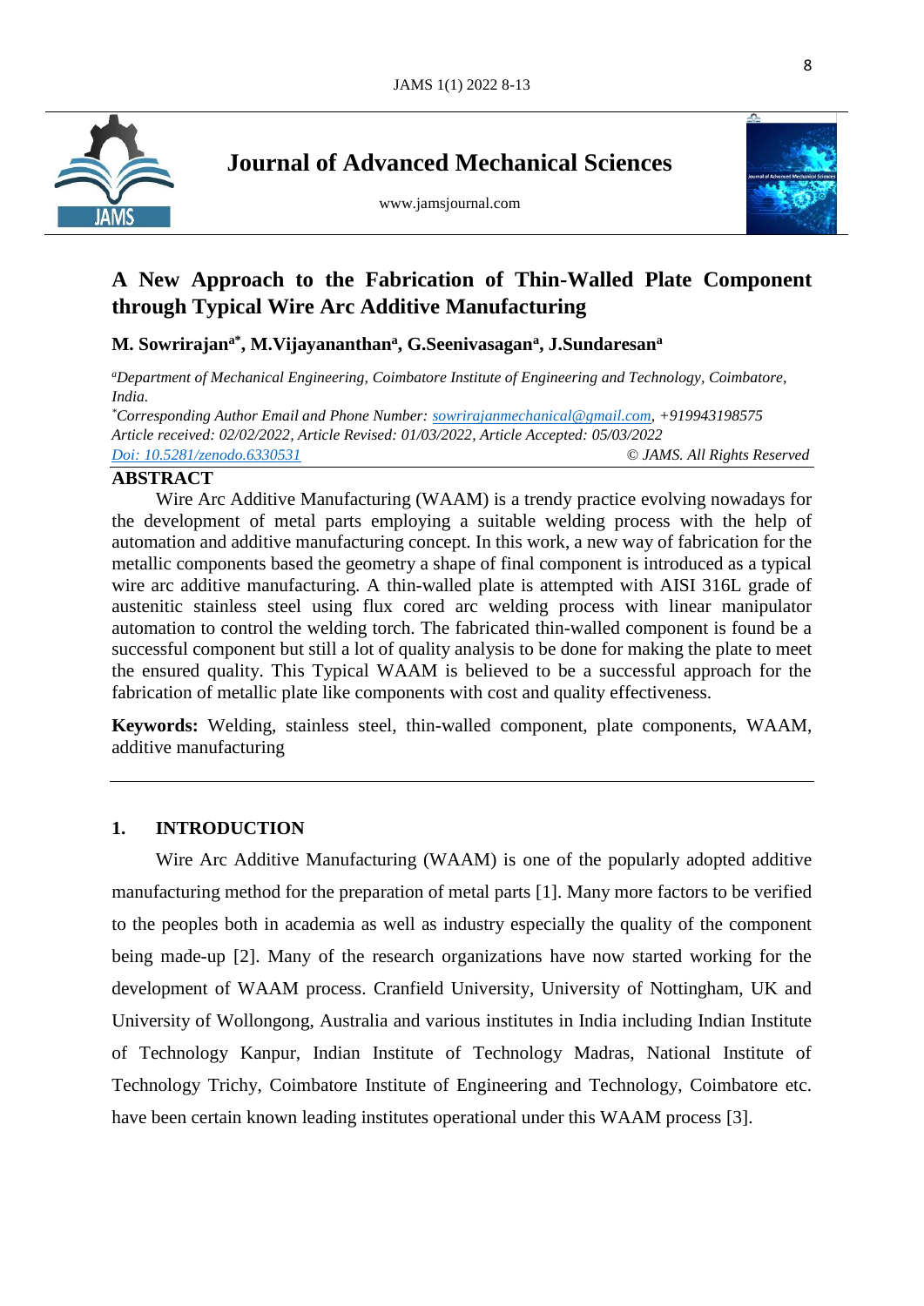# Journal of Advanced Mechanical Sciences

www.jamsjournal.com

## A New Approach to the Fabrication of Thin-Walled Plate Component through Typical Wire Arc Additive Manufacturing

**M. Sowrirajan[a*], M.Vijayananthan[a], G.Seenivasagan[a], J.Sundaresan[a]**

*[a]Department of Mechanical Engineering, Coimbatore Institute of Engineering and Technology, Coimbatore, India.*

*[*]Corresponding Author Email and Phone Number: sowrirajanmechanical@gmail.com, +919943198575*

*Article received: 02/02/2022, Article Revised: 01/03/2022, Article Accepted: 05/03/2022*

*Doi: 10.5281/zenodo.6330531* — *© JAMS. All Rights Reserved*

**ABSTRACT**

Wire Arc Additive Manufacturing (WAAM) is a trendy practice evolving nowadays for the development of metal parts employing a suitable welding process with the help of automation and additive manufacturing concept. In this work, a new way of fabrication for the metallic components based the geometry a shape of final component is introduced as a typical wire arc additive manufacturing. A thin-walled plate is attempted with AISI 316L grade of austenitic stainless steel using flux cored arc welding process with linear manipulator automation to control the welding torch. The fabricated thin-walled component is found be a successful component but still a lot of quality analysis to be done for making the plate to meet the ensured quality. This Typical WAAM is believed to be a successful approach for the fabrication of metallic plate like components with cost and quality effectiveness.

**Keywords:** Welding, stainless steel, thin-walled component, plate components, WAAM, additive manufacturing

## 1. INTRODUCTION

Wire Arc Additive Manufacturing (WAAM) is one of the popularly adopted additive manufacturing method for the preparation of metal parts [1]. Many more factors to be verified to the peoples both in academia as well as industry especially the quality of the component being made-up [2]. Many of the research organizations have now started working for the development of WAAM process. Cranfield University, University of Nottingham, UK and University of Wollongong, Australia and various institutes in India including Indian Institute of Technology Kanpur, Indian Institute of Technology Madras, National Institute of Technology Trichy, Coimbatore Institute of Engineering and Technology, Coimbatore etc. have been certain known leading institutes operational under this WAAM process [3].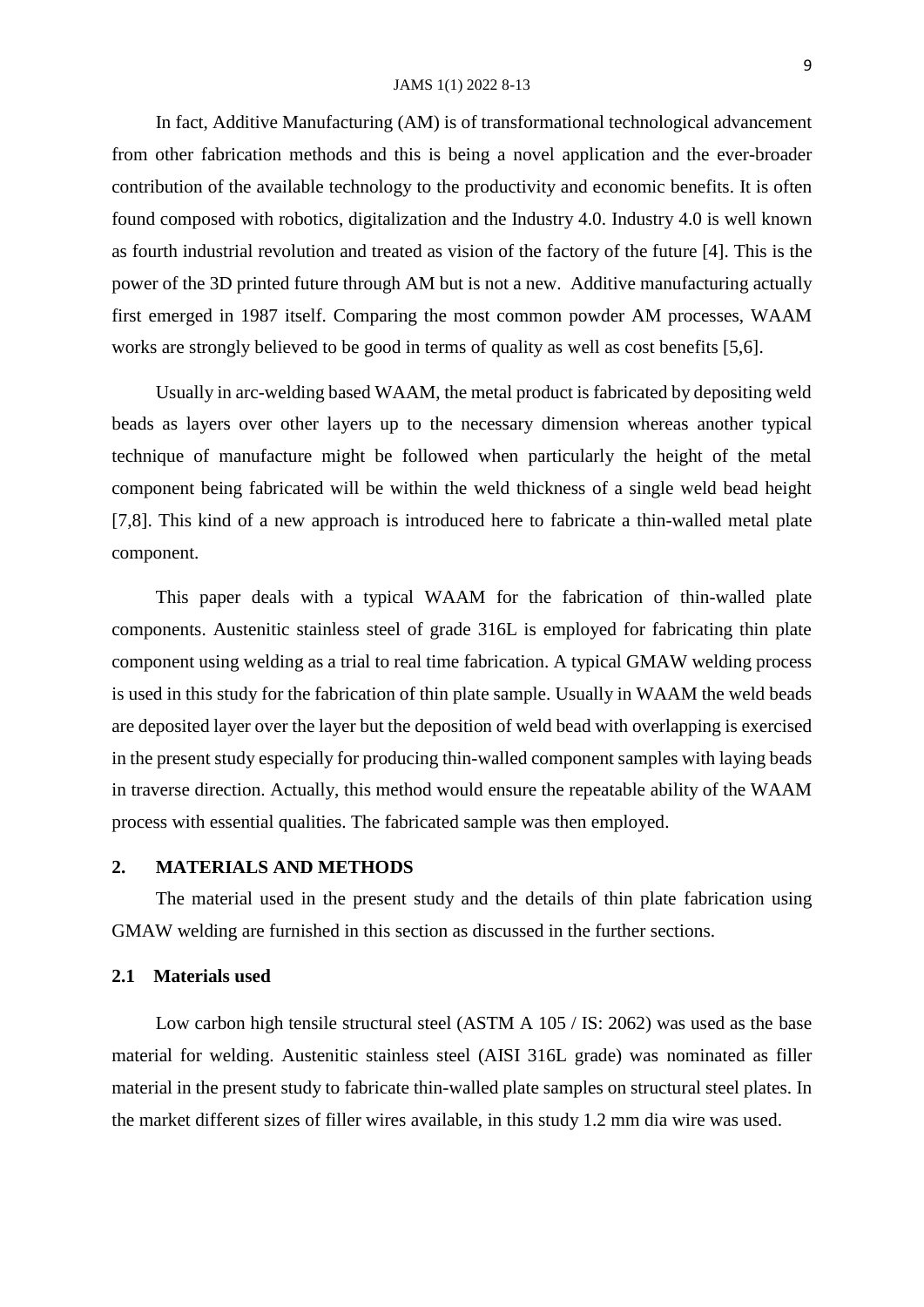In fact, Additive Manufacturing (AM) is of transformational technological advancement from other fabrication methods and this is being a novel application and the ever-broader contribution of the available technology to the productivity and economic benefits. It is often found composed with robotics, digitalization and the Industry 4.0. Industry 4.0 is well known as fourth industrial revolution and treated as vision of the factory of the future [4]. This is the power of the 3D printed future through AM but is not a new. Additive manufacturing actually first emerged in 1987 itself. Comparing the most common powder AM processes, WAAM works are strongly believed to be good in terms of quality as well as cost benefits [5,6].

Usually in arc-welding based WAAM, the metal product is fabricated by depositing weld beads as layers over other layers up to the necessary dimension whereas another typical technique of manufacture might be followed when particularly the height of the metal component being fabricated will be within the weld thickness of a single weld bead height [7,8]. This kind of a new approach is introduced here to fabricate a thin-walled metal plate component.

This paper deals with a typical WAAM for the fabrication of thin-walled plate components. Austenitic stainless steel of grade 316L is employed for fabricating thin plate component using welding as a trial to real time fabrication. A typical GMAW welding process is used in this study for the fabrication of thin plate sample. Usually in WAAM the weld beads are deposited layer over the layer but the deposition of weld bead with overlapping is exercised in the present study especially for producing thin-walled component samples with laying beads in traverse direction. Actually, this method would ensure the repeatable ability of the WAAM process with essential qualities. The fabricated sample was then employed.

## 2. MATERIALS AND METHODS

The material used in the present study and the details of thin plate fabrication using GMAW welding are furnished in this section as discussed in the further sections.

### 2.1 Materials used

Low carbon high tensile structural steel (ASTM A 105 / IS: 2062) was used as the base material for welding. Austenitic stainless steel (AISI 316L grade) was nominated as filler material in the present study to fabricate thin-walled plate samples on structural steel plates. In the market different sizes of filler wires available, in this study 1.2 mm dia wire was used.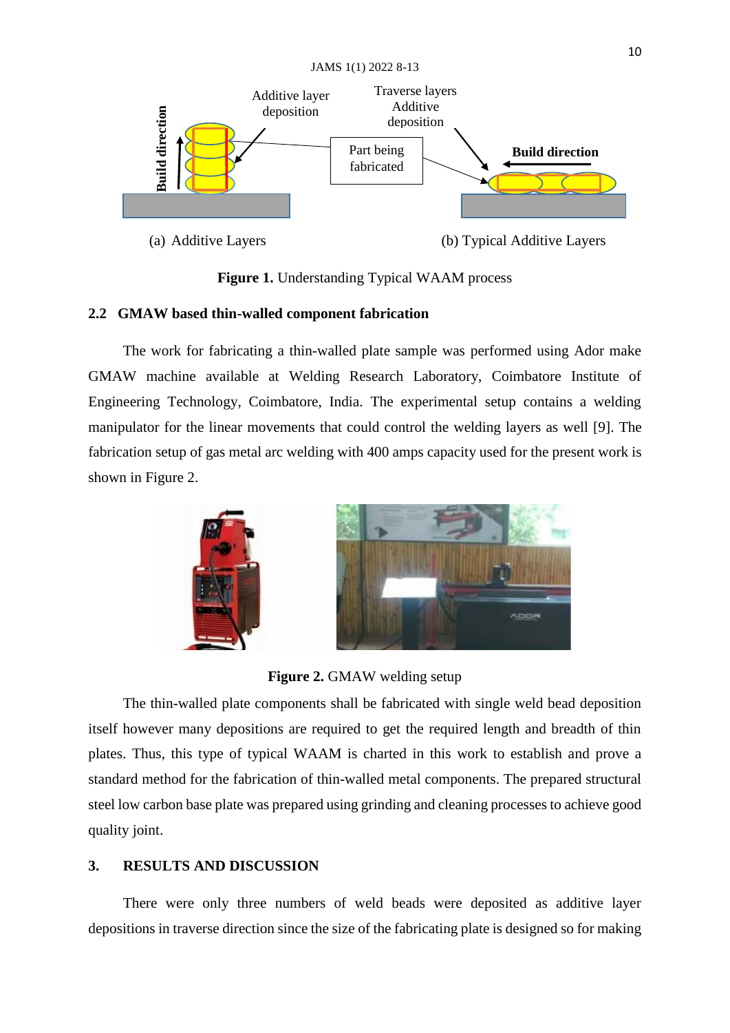(a) Additive Layers (b) Typical Additive Layers

**Figure 1.** Understanding Typical WAAM process

### 2.2 GMAW based thin-walled component fabrication

The work for fabricating a thin-walled plate sample was performed using Ador make GMAW machine available at Welding Research Laboratory, Coimbatore Institute of Engineering Technology, Coimbatore, India. The experimental setup contains a welding manipulator for the linear movements that could control the welding layers as well [9]. The fabrication setup of gas metal arc welding with 400 amps capacity used for the present work is shown in Figure 2.

**Figure 2.** GMAW welding setup

The thin-walled plate components shall be fabricated with single weld bead deposition itself however many depositions are required to get the required length and breadth of thin plates. Thus, this type of typical WAAM is charted in this work to establish and prove a standard method for the fabrication of thin-walled metal components. The prepared structural steel low carbon base plate was prepared using grinding and cleaning processes to achieve good quality joint.

## 3. RESULTS AND DISCUSSION

There were only three numbers of weld beads were deposited as additive layer depositions in traverse direction since the size of the fabricating plate is designed so for making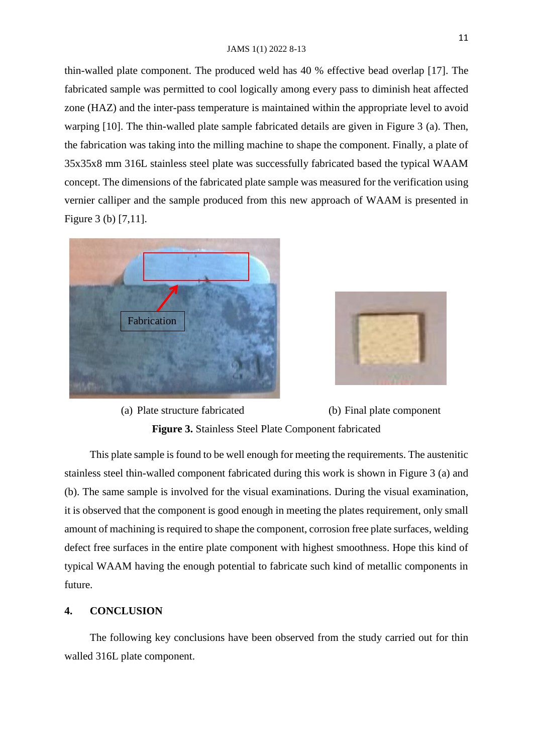thin-walled plate component. The produced weld has 40 % effective bead overlap [17]. The fabricated sample was permitted to cool logically among every pass to diminish heat affected zone (HAZ) and the inter-pass temperature is maintained within the appropriate level to avoid warping [10]. The thin-walled plate sample fabricated details are given in Figure 3 (a). Then, the fabrication was taking into the milling machine to shape the component. Finally, a plate of 35x35x8 mm 316L stainless steel plate was successfully fabricated based the typical WAAM concept. The dimensions of the fabricated plate sample was measured for the verification using vernier calliper and the sample produced from this new approach of WAAM is presented in Figure 3 (b) [7,11].

(a) Plate structure fabricated

(b) Final plate component

**Figure 3.** Stainless Steel Plate Component fabricated

This plate sample is found to be well enough for meeting the requirements. The austenitic stainless steel thin-walled component fabricated during this work is shown in Figure 3 (a) and (b). The same sample is involved for the visual examinations. During the visual examination, it is observed that the component is good enough in meeting the plates requirement, only small amount of machining is required to shape the component, corrosion free plate surfaces, welding defect free surfaces in the entire plate component with highest smoothness. Hope this kind of typical WAAM having the enough potential to fabricate such kind of metallic components in future.

## 4. CONCLUSION

The following key conclusions have been observed from the study carried out for thin walled 316L plate component.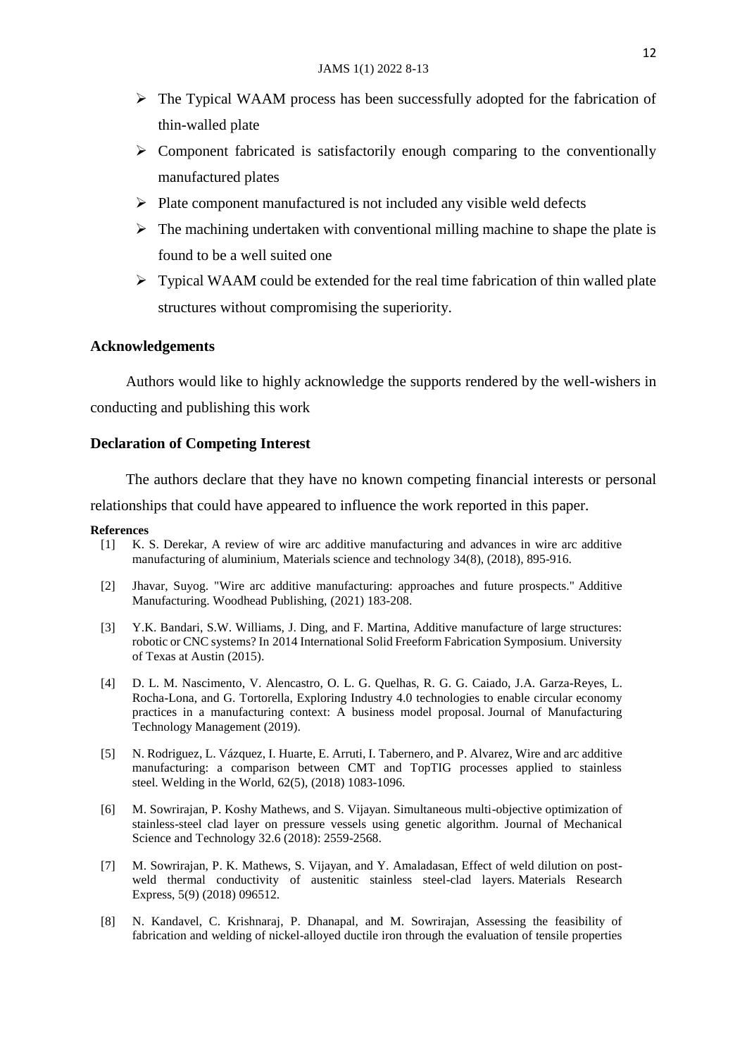- The Typical WAAM process has been successfully adopted for the fabrication of thin-walled plate
- Component fabricated is satisfactorily enough comparing to the conventionally manufactured plates
- Plate component manufactured is not included any visible weld defects
- The machining undertaken with conventional milling machine to shape the plate is found to be a well suited one
- Typical WAAM could be extended for the real time fabrication of thin walled plate structures without compromising the superiority.

## Acknowledgements

Authors would like to highly acknowledge the supports rendered by the well-wishers in conducting and publishing this work

## Declaration of Competing Interest

The authors declare that they have no known competing financial interests or personal relationships that could have appeared to influence the work reported in this paper.

## References

[1] K. S. Derekar, A review of wire arc additive manufacturing and advances in wire arc additive manufacturing of aluminium, Materials science and technology 34(8), (2018), 895-916.

[2] Jhavar, Suyog. "Wire arc additive manufacturing: approaches and future prospects." Additive Manufacturing. Woodhead Publishing, (2021) 183-208.

[3] Y.K. Bandari, S.W. Williams, J. Ding, and F. Martina, Additive manufacture of large structures: robotic or CNC systems? In 2014 International Solid Freeform Fabrication Symposium. University of Texas at Austin (2015).

[4] D. L. M. Nascimento, V. Alencastro, O. L. G. Quelhas, R. G. G. Caiado, J.A. Garza-Reyes, L. Rocha-Lona, and G. Tortorella, Exploring Industry 4.0 technologies to enable circular economy practices in a manufacturing context: A business model proposal. Journal of Manufacturing Technology Management (2019).

[5] N. Rodriguez, L. Vázquez, I. Huarte, E. Arruti, I. Tabernero, and P. Alvarez, Wire and arc additive manufacturing: a comparison between CMT and TopTIG processes applied to stainless steel. Welding in the World, 62(5), (2018) 1083-1096.

[6] M. Sowrirajan, P. Koshy Mathews, and S. Vijayan. Simultaneous multi-objective optimization of stainless-steel clad layer on pressure vessels using genetic algorithm. Journal of Mechanical Science and Technology 32.6 (2018): 2559-2568.

[7] M. Sowrirajan, P. K. Mathews, S. Vijayan, and Y. Amaladasan, Effect of weld dilution on post-weld thermal conductivity of austenitic stainless steel-clad layers. Materials Research Express, 5(9) (2018) 096512.

[8] N. Kandavel, C. Krishnaraj, P. Dhanapal, and M. Sowrirajan, Assessing the feasibility of fabrication and welding of nickel-alloyed ductile iron through the evaluation of tensile properties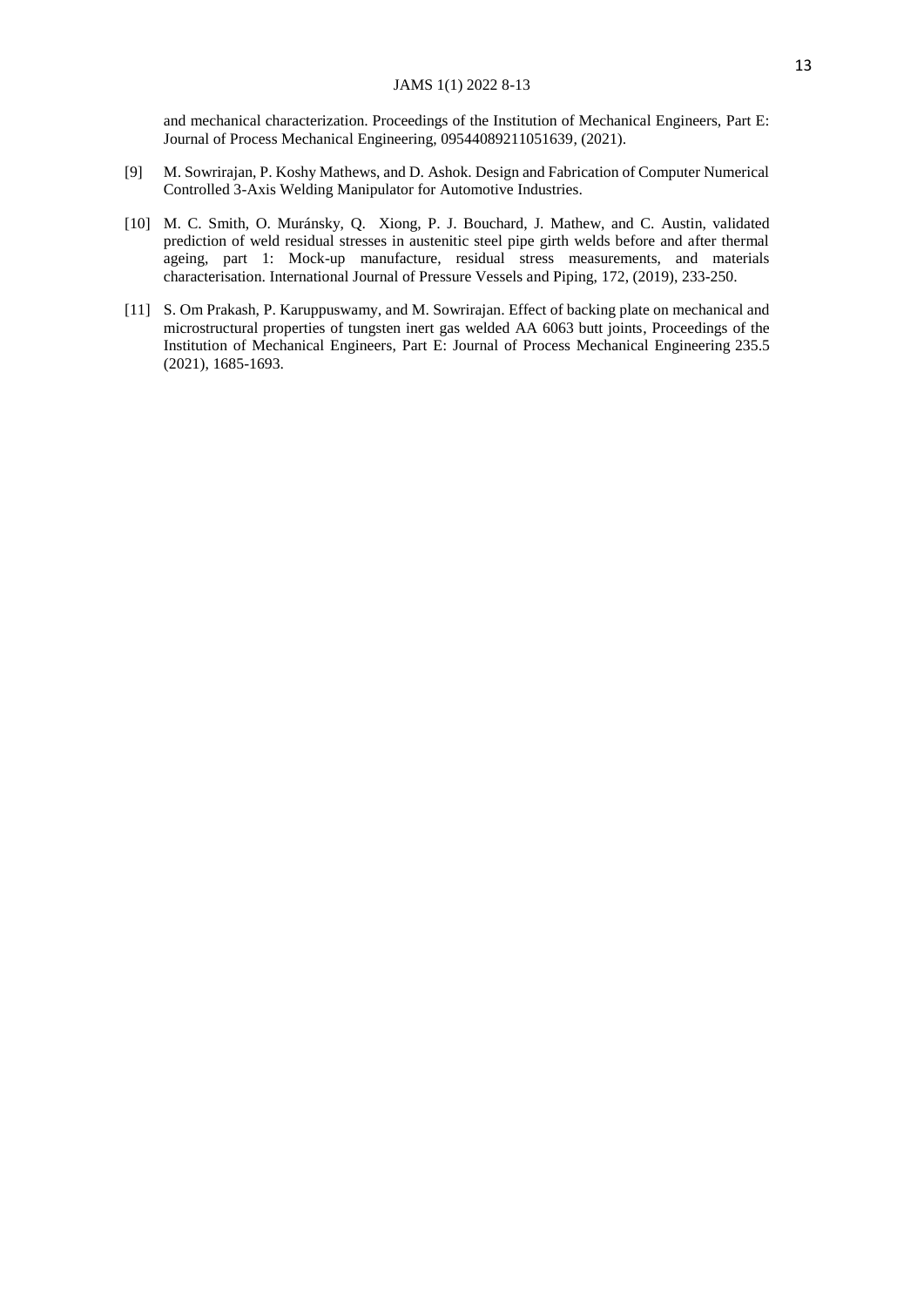and mechanical characterization. Proceedings of the Institution of Mechanical Engineers, Part E: Journal of Process Mechanical Engineering, 09544089211051639, (2021).

[9] M. Sowrirajan, P. Koshy Mathews, and D. Ashok. Design and Fabrication of Computer Numerical Controlled 3-Axis Welding Manipulator for Automotive Industries.

[10] M. C. Smith, O. Muránsky, Q. Xiong, P. J. Bouchard, J. Mathew, and C. Austin, validated prediction of weld residual stresses in austenitic steel pipe girth welds before and after thermal ageing, part 1: Mock-up manufacture, residual stress measurements, and materials characterisation. International Journal of Pressure Vessels and Piping, 172, (2019), 233-250.

[11] S. Om Prakash, P. Karuppuswamy, and M. Sowrirajan. Effect of backing plate on mechanical and microstructural properties of tungsten inert gas welded AA 6063 butt joints, Proceedings of the Institution of Mechanical Engineers, Part E: Journal of Process Mechanical Engineering 235.5 (2021), 1685-1693.